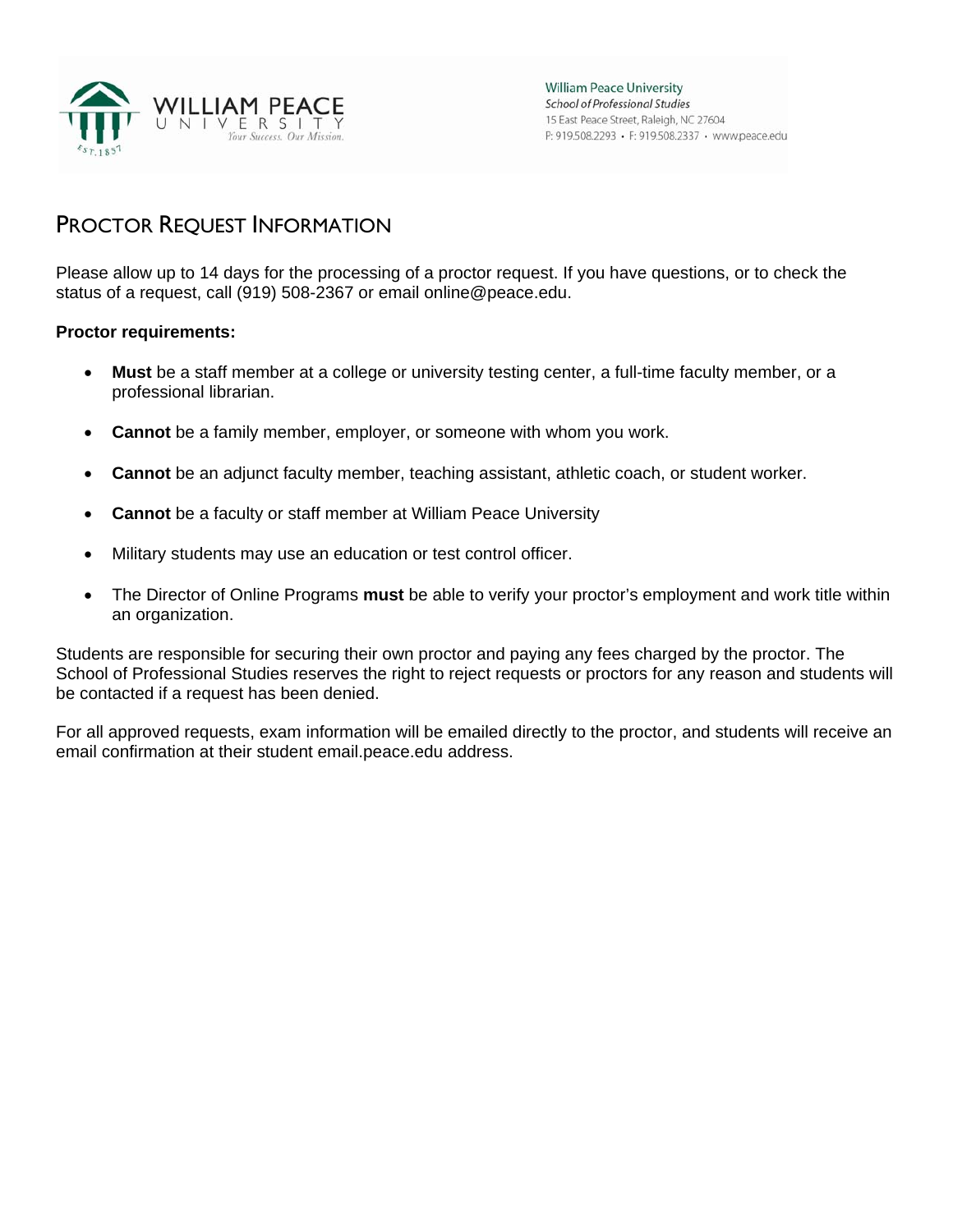William Peace University
*School of Professional Studies*
15 East Peace Street, Raleigh, NC 27604
P: 919.508.2293 • F: 919.508.2337 • www.peace.edu

# Proctor Request Information

Please allow up to 14 days for the processing of a proctor request. If you have questions, or to check the status of a request, call (919) 508-2367 or email online@peace.edu.

**Proctor requirements:**

- **Must** be a staff member at a college or university testing center, a full-time faculty member, or a professional librarian.
- **Cannot** be a family member, employer, or someone with whom you work.
- **Cannot** be an adjunct faculty member, teaching assistant, athletic coach, or student worker.
- **Cannot** be a faculty or staff member at William Peace University
- Military students may use an education or test control officer.
- The Director of Online Programs **must** be able to verify your proctor's employment and work title within an organization.

Students are responsible for securing their own proctor and paying any fees charged by the proctor. The School of Professional Studies reserves the right to reject requests or proctors for any reason and students will be contacted if a request has been denied.

For all approved requests, exam information will be emailed directly to the proctor, and students will receive an email confirmation at their student email.peace.edu address.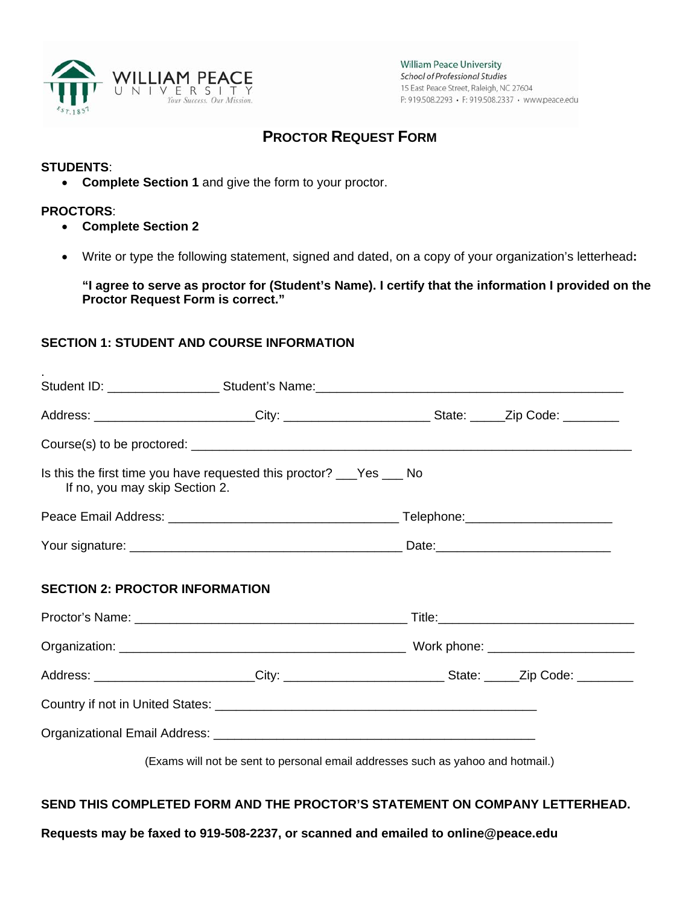William Peace University
*School of Professional Studies*
15 East Peace Street, Raleigh, NC 27604
P: 919.508.2293 • F: 919.508.2337 • www.peace.edu

# PROCTOR REQUEST FORM

**STUDENTS**:

- **Complete Section 1** and give the form to your proctor.

**PROCTORS**:

- **Complete Section 2**
- Write or type the following statement, signed and dated, on a copy of your organization's letterhead**:**

  **"I agree to serve as proctor for (Student's Name). I certify that the information I provided on the Proctor Request Form is correct."**

## SECTION 1: STUDENT AND COURSE INFORMATION

Student ID: ________________ Student's Name:____________________________________________

Address: _______________________City: _____________________ State: _____Zip Code: ________

Course(s) to be proctored: _________________________________________________________________

Is this the first time you have requested this proctor? ___Yes ___ No
If no, you may skip Section 2.

Peace Email Address: _________________________________ Telephone:_____________________

Your signature: ________________________________________ Date:_________________________

## SECTION 2: PROCTOR INFORMATION

Proctor's Name: _______________________________________ Title:___________________________

Organization: _________________________________________ Work phone: _____________________

Address: _______________________City: _______________________ State: _____Zip Code: ________

Country if not in United States: ______________________________________________

Organizational Email Address: ______________________________________________

(Exams will not be sent to personal email addresses such as yahoo and hotmail.)

**SEND THIS COMPLETED FORM AND THE PROCTOR'S STATEMENT ON COMPANY LETTERHEAD.**

**Requests may be faxed to 919-508-2237, or scanned and emailed to online@peace.edu**